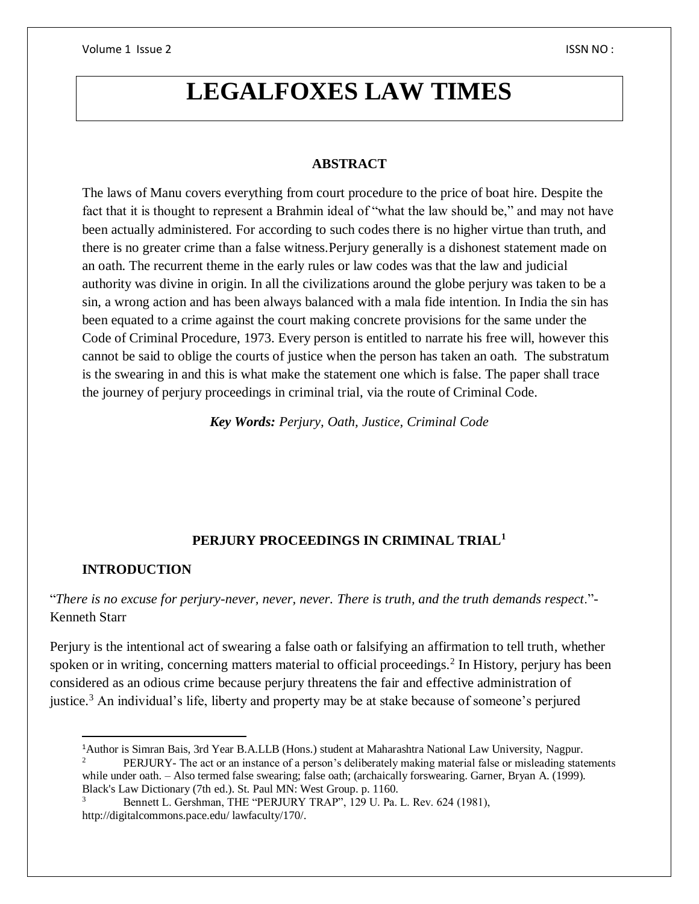# LEGALFOXES LAW TIMES

## ABSTRACT

The laws of Manu covers everything from court procedure to the price of boat hire. Despite the fact that it is thought to represent a Brahmin ideal of "what the law should be," and may not have been actually administered. For according to such codes there is no higher virtue than truth, and there is no greater crime than a false witness.Perjury generally is a dishonest statement made on an oath. The recurrent theme in the early rules or law codes was that the law and judicial authority was divine in origin. In all the civilizations around the globe perjury was taken to be a sin, a wrong action and has been always balanced with a mala fide intention. In India the sin has been equated to a crime against the court making concrete provisions for the same under the Code of Criminal Procedure, 1973. Every person is entitled to narrate his free will, however this cannot be said to oblige the courts of justice when the person has taken an oath. The substratum is the swearing in and this is what make the statement one which is false. The paper shall trace the journey of perjury proceedings in criminal trial, via the route of Criminal Code.

***Key Words:** Perjury, Oath, Justice, Criminal Code*

## PERJURY PROCEEDINGS IN CRIMINAL TRIAL[1]

### INTRODUCTION

"*There is no excuse for perjury-never, never, never. There is truth, and the truth demands respect*."-Kenneth Starr

Perjury is the intentional act of swearing a false oath or falsifying an affirmation to tell truth, whether spoken or in writing, concerning matters material to official proceedings.[2] In History, perjury has been considered as an odious crime because perjury threatens the fair and effective administration of justice.[3] An individual's life, liberty and property may be at stake because of someone's perjured

---

[1] Author is Simran Bais, 3rd Year B.A.LLB (Hons.) student at Maharashtra National Law University, Nagpur.

[2] PERJURY- The act or an instance of a person's deliberately making material false or misleading statements while under oath. – Also termed false swearing; false oath; (archaically forswearing. Garner, Bryan A. (1999). Black's Law Dictionary (7th ed.). St. Paul MN: West Group. p. 1160.

[3] Bennett L. Gershman, THE "PERJURY TRAP", 129 U. Pa. L. Rev. 624 (1981), http://digitalcommons.pace.edu/ lawfaculty/170/.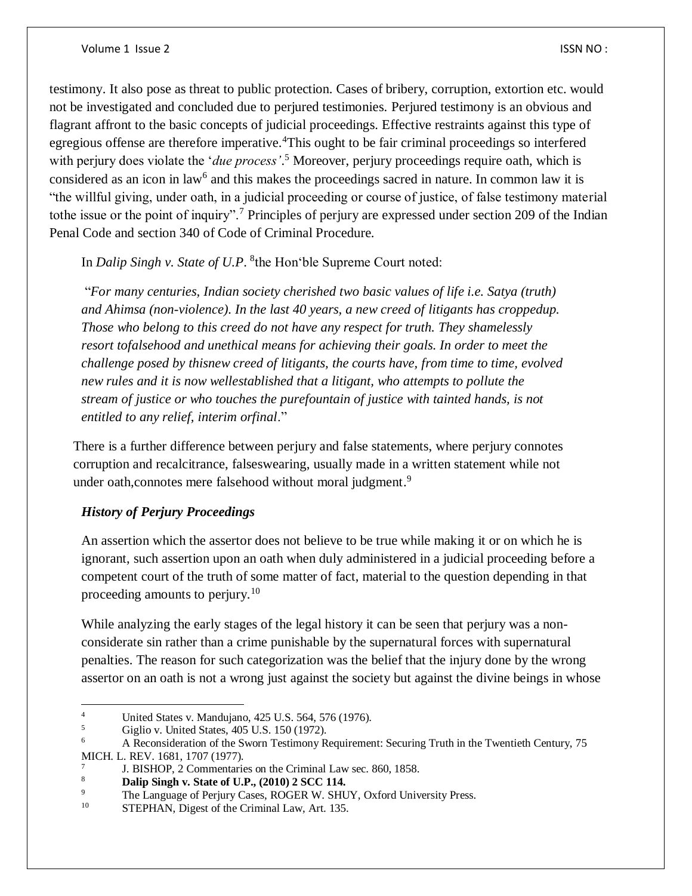testimony. It also pose as threat to public protection. Cases of bribery, corruption, extortion etc. would not be investigated and concluded due to perjured testimonies. Perjured testimony is an obvious and flagrant affront to the basic concepts of judicial proceedings. Effective restraints against this type of egregious offense are therefore imperative.[4]This ought to be fair criminal proceedings so interfered with perjury does violate the '*due process'*.[5] Moreover, perjury proceedings require oath, which is considered as an icon in law[6] and this makes the proceedings sacred in nature. In common law it is "the willful giving, under oath, in a judicial proceeding or course of justice, of false testimony material tothe issue or the point of inquiry".[7] Principles of perjury are expressed under section 209 of the Indian Penal Code and section 340 of Code of Criminal Procedure.

In *Dalip Singh v. State of U.P*. [8]the Hon'ble Supreme Court noted:

> "*For many centuries, Indian society cherished two basic values of life i.e. Satya (truth) and Ahimsa (non-violence). In the last 40 years, a new creed of litigants has croppedup. Those who belong to this creed do not have any respect for truth. They shamelessly resort tofalsehood and unethical means for achieving their goals. In order to meet the challenge posed by thisnew creed of litigants, the courts have, from time to time, evolved new rules and it is now wellestablished that a litigant, who attempts to pollute the stream of justice or who touches the purefountain of justice with tainted hands, is not entitled to any relief, interim orfinal*."

There is a further difference between perjury and false statements, where perjury connotes corruption and recalcitrance, falseswearing, usually made in a written statement while not under oath,connotes mere falsehood without moral judgment.[9]

### *History of Perjury Proceedings*

An assertion which the assertor does not believe to be true while making it or on which he is ignorant, such assertion upon an oath when duly administered in a judicial proceeding before a competent court of the truth of some matter of fact, material to the question depending in that proceeding amounts to perjury.[10]

While analyzing the early stages of the legal history it can be seen that perjury was a non-considerate sin rather than a crime punishable by the supernatural forces with supernatural penalties. The reason for such categorization was the belief that the injury done by the wrong assertor on an oath is not a wrong just against the society but against the divine beings in whose

---

[4] United States v. Mandujano, 425 U.S. 564, 576 (1976).

[5] Giglio v. United States, 405 U.S. 150 (1972).

[6] A Reconsideration of the Sworn Testimony Requirement: Securing Truth in the Twentieth Century, 75 MICH. L. REV. 1681, 1707 (1977).

[7] J. BISHOP, 2 Commentaries on the Criminal Law sec. 860, 1858.

[8] **Dalip Singh v. State of U.P., (2010) 2 SCC 114.**

[9] The Language of Perjury Cases, ROGER W. SHUY, Oxford University Press.

[10] STEPHAN, Digest of the Criminal Law, Art. 135.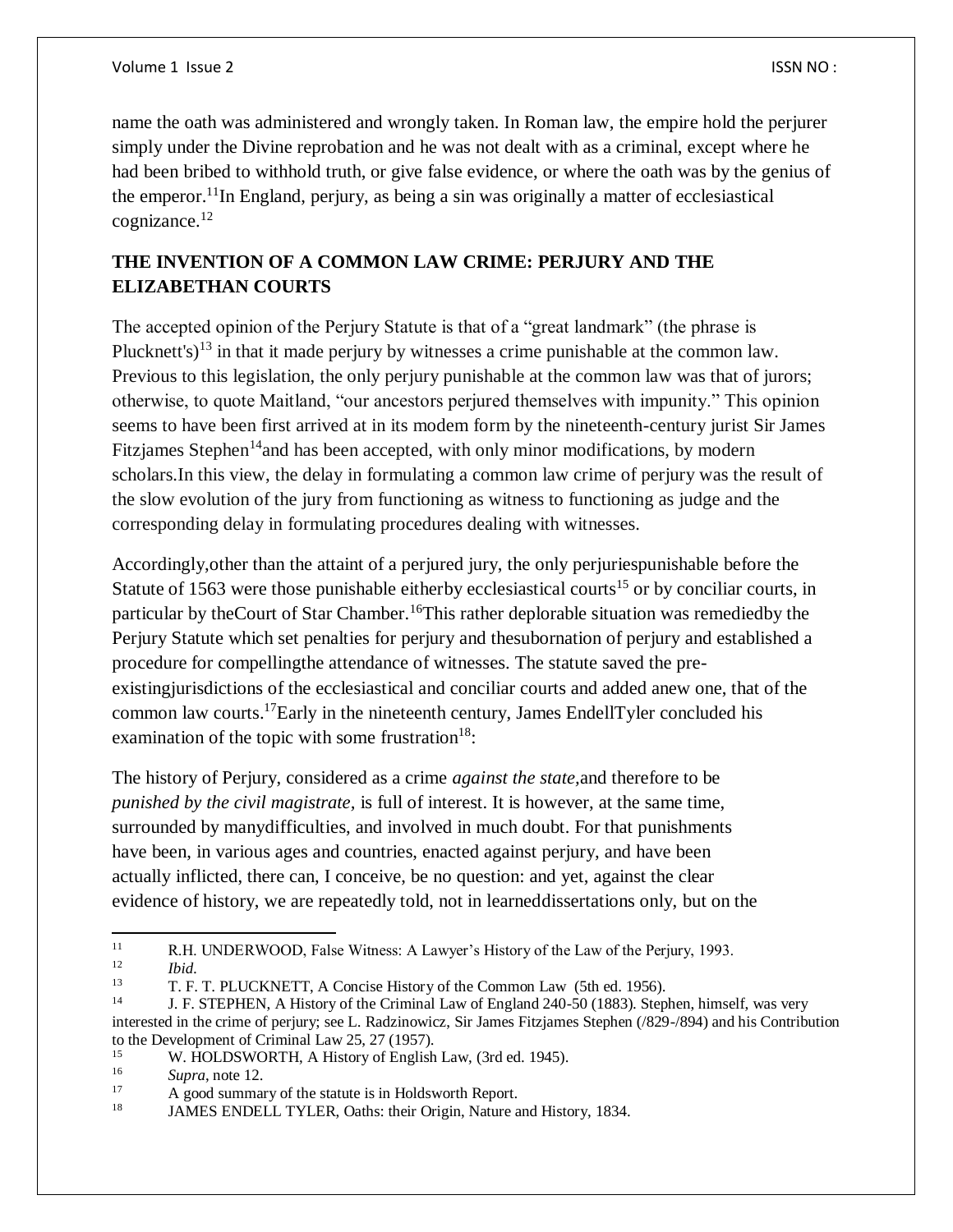name the oath was administered and wrongly taken. In Roman law, the empire hold the perjurer simply under the Divine reprobation and he was not dealt with as a criminal, except where he had been bribed to withhold truth, or give false evidence, or where the oath was by the genius of the emperor.[11]In England, perjury, as being a sin was originally a matter of ecclesiastical cognizance.[12]

## THE INVENTION OF A COMMON LAW CRIME: PERJURY AND THE ELIZABETHAN COURTS

The accepted opinion of the Perjury Statute is that of a "great landmark" (the phrase is Plucknett's)[13] in that it made perjury by witnesses a crime punishable at the common law. Previous to this legislation, the only perjury punishable at the common law was that of jurors; otherwise, to quote Maitland, "our ancestors perjured themselves with impunity." This opinion seems to have been first arrived at in its modem form by the nineteenth-century jurist Sir James Fitzjames Stephen[14]and has been accepted, with only minor modifications, by modern scholars.In this view, the delay in formulating a common law crime of perjury was the result of the slow evolution of the jury from functioning as witness to functioning as judge and the corresponding delay in formulating procedures dealing with witnesses.

Accordingly,other than the attaint of a perjured jury, the only perjuriespunishable before the Statute of 1563 were those punishable eitherby ecclesiastical courts[15] or by conciliar courts, in particular by theCourt of Star Chamber.[16]This rather deplorable situation was remediedby the Perjury Statute which set penalties for perjury and thesubornation of perjury and established a procedure for compellingthe attendance of witnesses. The statute saved the pre-existingjurisdictions of the ecclesiastical and conciliar courts and added anew one, that of the common law courts.[17]Early in the nineteenth century, James EndellTyler concluded his examination of the topic with some frustration[18]:

The history of Perjury, considered as a crime *against the state,*and therefore to be *punished by the civil magistrate,* is full of interest. It is however, at the same time, surrounded by manydifficulties, and involved in much doubt. For that punishments have been, in various ages and countries, enacted against perjury, and have been actually inflicted, there can, I conceive, be no question: and yet, against the clear evidence of history, we are repeatedly told, not in learneddissertations only, but on the

---

[11] R.H. UNDERWOOD, False Witness: A Lawyer's History of the Law of the Perjury, 1993.

[12] *Ibid.*

[13] T. F. T. PLUCKNETT, A Concise History of the Common Law (5th ed. 1956).

[14] J. F. STEPHEN, A History of the Criminal Law of England 240-50 (1883). Stephen, himself, was very interested in the crime of perjury; see L. Radzinowicz, Sir James Fitzjames Stephen (/829-/894) and his Contribution to the Development of Criminal Law 25, 27 (1957).

[15] W. HOLDSWORTH, A History of English Law, (3rd ed. 1945).

[16] *Supra*, note 12.

[17] A good summary of the statute is in Holdsworth Report.

[18] JAMES ENDELL TYLER, Oaths: their Origin, Nature and History, 1834.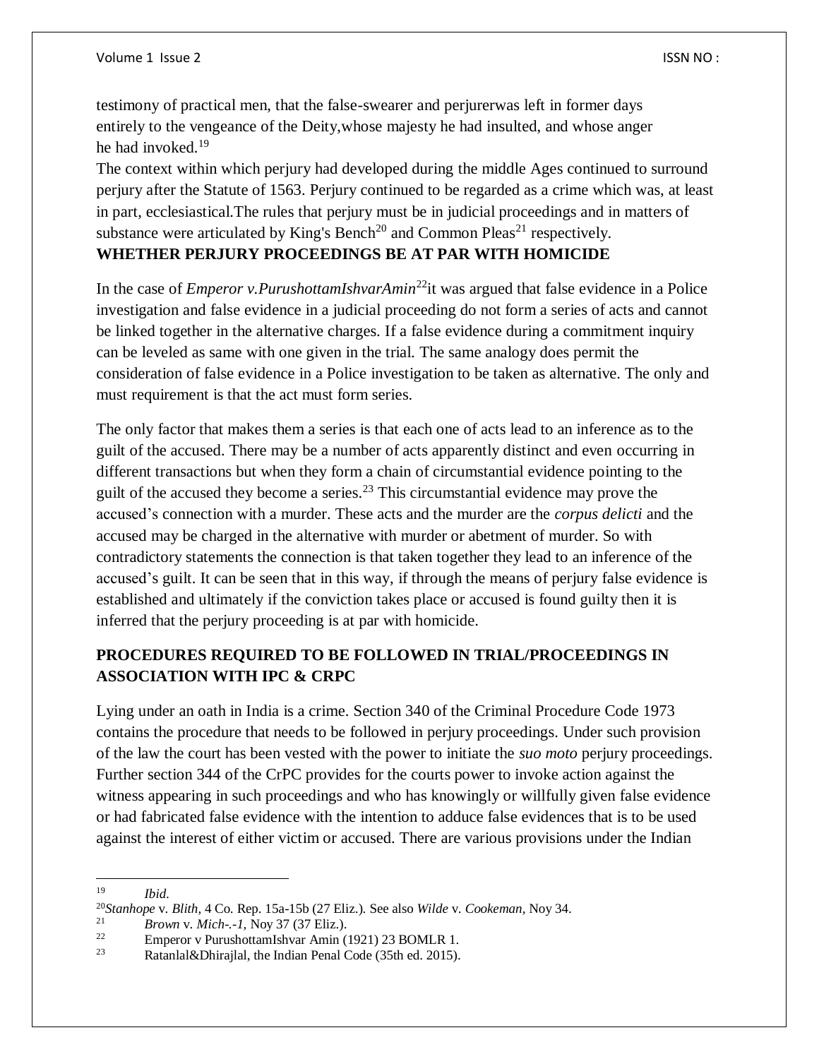testimony of practical men, that the false-swearer and perjurerwas left in former days entirely to the vengeance of the Deity,whose majesty he had insulted, and whose anger he had invoked.[19]

The context within which perjury had developed during the middle Ages continued to surround perjury after the Statute of 1563. Perjury continued to be regarded as a crime which was, at least in part, ecclesiastical.The rules that perjury must be in judicial proceedings and in matters of substance were articulated by King's Bench[20] and Common Pleas[21] respectively.

**WHETHER PERJURY PROCEEDINGS BE AT PAR WITH HOMICIDE**

In the case of *Emperor v.PurushottamIshvarAmin*[22]it was argued that false evidence in a Police investigation and false evidence in a judicial proceeding do not form a series of acts and cannot be linked together in the alternative charges. If a false evidence during a commitment inquiry can be leveled as same with one given in the trial. The same analogy does permit the consideration of false evidence in a Police investigation to be taken as alternative. The only and must requirement is that the act must form series.

The only factor that makes them a series is that each one of acts lead to an inference as to the guilt of the accused. There may be a number of acts apparently distinct and even occurring in different transactions but when they form a chain of circumstantial evidence pointing to the guilt of the accused they become a series.[23] This circumstantial evidence may prove the accused's connection with a murder. These acts and the murder are the *corpus delicti* and the accused may be charged in the alternative with murder or abetment of murder. So with contradictory statements the connection is that taken together they lead to an inference of the accused's guilt. It can be seen that in this way, if through the means of perjury false evidence is established and ultimately if the conviction takes place or accused is found guilty then it is inferred that the perjury proceeding is at par with homicide.

**PROCEDURES REQUIRED TO BE FOLLOWED IN TRIAL/PROCEEDINGS IN ASSOCIATION WITH IPC & CRPC**

Lying under an oath in India is a crime. Section 340 of the Criminal Procedure Code 1973 contains the procedure that needs to be followed in perjury proceedings. Under such provision of the law the court has been vested with the power to initiate the *suo moto* perjury proceedings. Further section 344 of the CrPC provides for the courts power to invoke action against the witness appearing in such proceedings and who has knowingly or willfully given false evidence or had fabricated false evidence with the intention to adduce false evidences that is to be used against the interest of either victim or accused. There are various provisions under the Indian

---

[19] *Ibid.*

[20] *Stanhope* v. *Blith*, 4 Co. Rep. 15a-15b (27 Eliz.). See also *Wilde* v. *Cookeman*, Noy 34.

[21] *Brown* v. *Mich-.-1*, Noy 37 (37 Eliz.).

[22] Emperor v PurushottamIshvar Amin (1921) 23 BOMLR 1.

[23] Ratanlal&Dhirajlal, the Indian Penal Code (35th ed. 2015).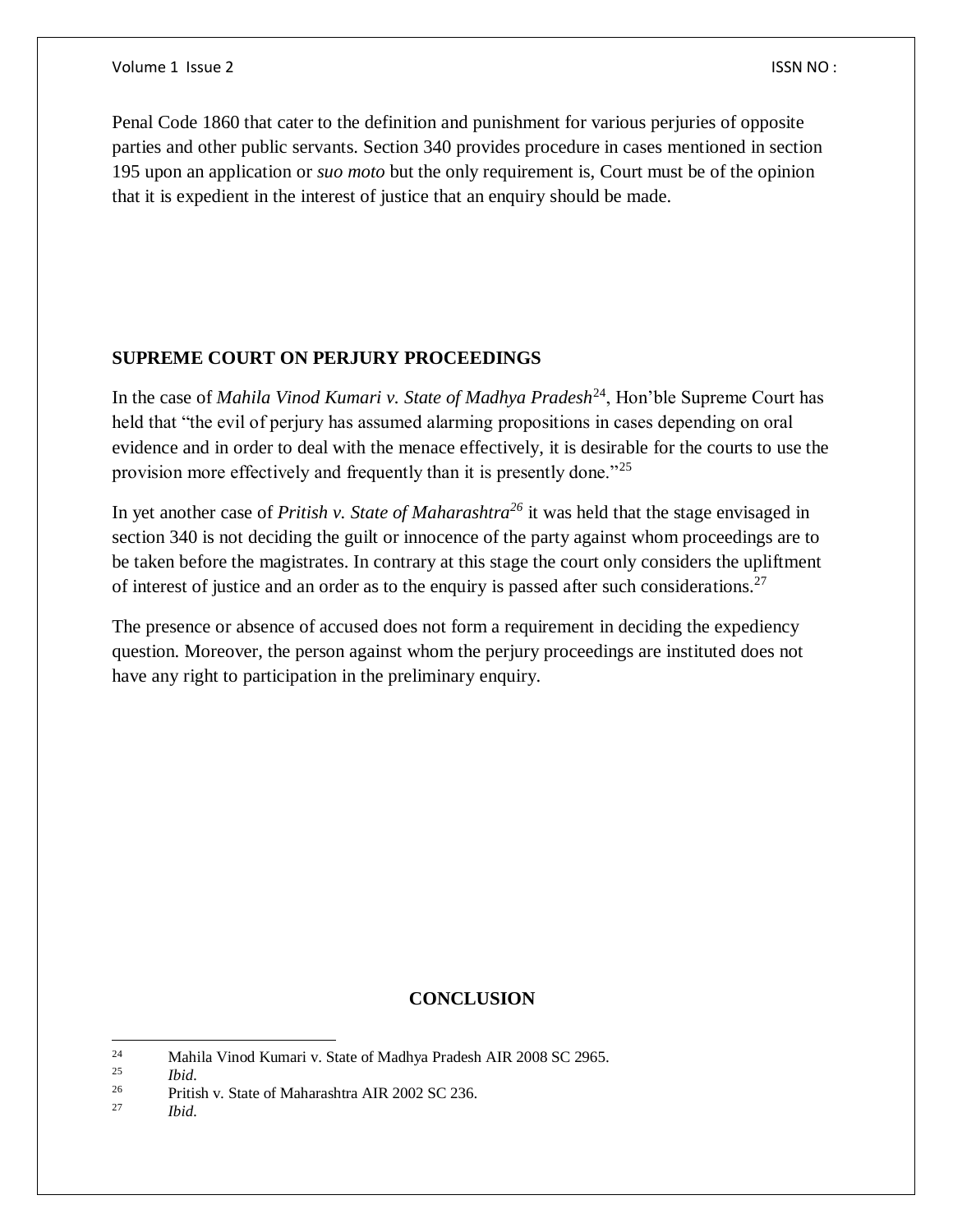Penal Code 1860 that cater to the definition and punishment for various perjuries of opposite parties and other public servants. Section 340 provides procedure in cases mentioned in section 195 upon an application or *suo moto* but the only requirement is, Court must be of the opinion that it is expedient in the interest of justice that an enquiry should be made.

## SUPREME COURT ON PERJURY PROCEEDINGS

In the case of *Mahila Vinod Kumari v. State of Madhya Pradesh*[24], Hon'ble Supreme Court has held that "the evil of perjury has assumed alarming propositions in cases depending on oral evidence and in order to deal with the menace effectively, it is desirable for the courts to use the provision more effectively and frequently than it is presently done."[25]

In yet another case of *Pritish v. State of Maharashtra*[26] it was held that the stage envisaged in section 340 is not deciding the guilt or innocence of the party against whom proceedings are to be taken before the magistrates. In contrary at this stage the court only considers the upliftment of interest of justice and an order as to the enquiry is passed after such considerations.[27]

The presence or absence of accused does not form a requirement in deciding the expediency question. Moreover, the person against whom the perjury proceedings are instituted does not have any right to participation in the preliminary enquiry.

## CONCLUSION

---

[24] Mahila Vinod Kumari v. State of Madhya Pradesh AIR 2008 SC 2965.

[25] *Ibid.*

[26] Pritish v. State of Maharashtra AIR 2002 SC 236.

[27] *Ibid.*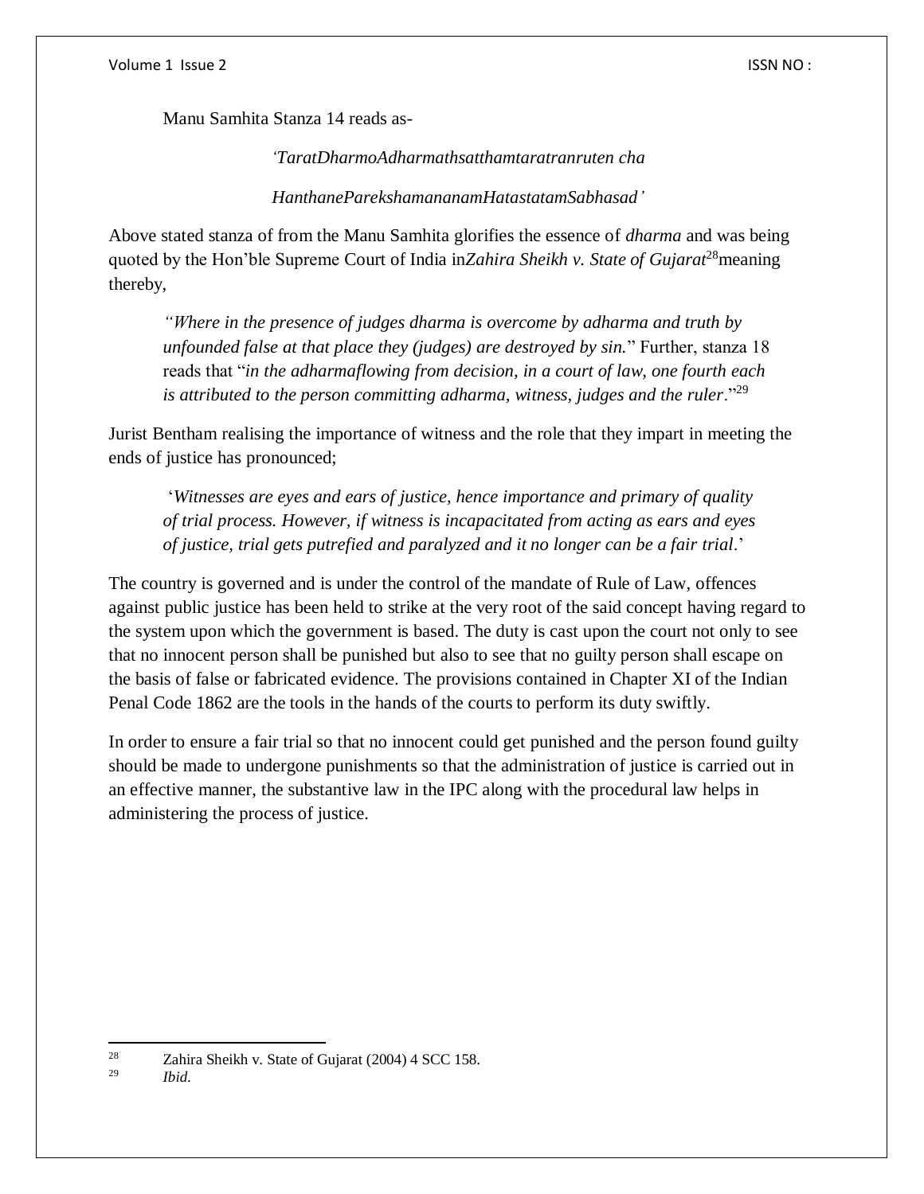Manu Samhita Stanza 14 reads as-

*'TaratDharmoAdharmathsatthamtaratranruten cha*

*HanthaneParekshamananamHatastatamSabhasad'*

Above stated stanza of from the Manu Samhita glorifies the essence of *dharma* and was being quoted by the Hon'ble Supreme Court of India in*Zahira Sheikh v. State of Gujarat*[28]meaning thereby,

> *"Where in the presence of judges dharma is overcome by adharma and truth by unfounded false at that place they (judges) are destroyed by sin.*" Further, stanza 18 reads that "*in the adharmaflowing from decision, in a court of law, one fourth each is attributed to the person committing adharma, witness, judges and the ruler*."[29]

Jurist Bentham realising the importance of witness and the role that they impart in meeting the ends of justice has pronounced;

> '*Witnesses are eyes and ears of justice, hence importance and primary of quality of trial process. However, if witness is incapacitated from acting as ears and eyes of justice, trial gets putrefied and paralyzed and it no longer can be a fair trial*.'

The country is governed and is under the control of the mandate of Rule of Law, offences against public justice has been held to strike at the very root of the said concept having regard to the system upon which the government is based. The duty is cast upon the court not only to see that no innocent person shall be punished but also to see that no guilty person shall escape on the basis of false or fabricated evidence. The provisions contained in Chapter XI of the Indian Penal Code 1862 are the tools in the hands of the courts to perform its duty swiftly.

In order to ensure a fair trial so that no innocent could get punished and the person found guilty should be made to undergone punishments so that the administration of justice is carried out in an effective manner, the substantive law in the IPC along with the procedural law helps in administering the process of justice.

---

[28] Zahira Sheikh v. State of Gujarat (2004) 4 SCC 158.

[29] *Ibid.*